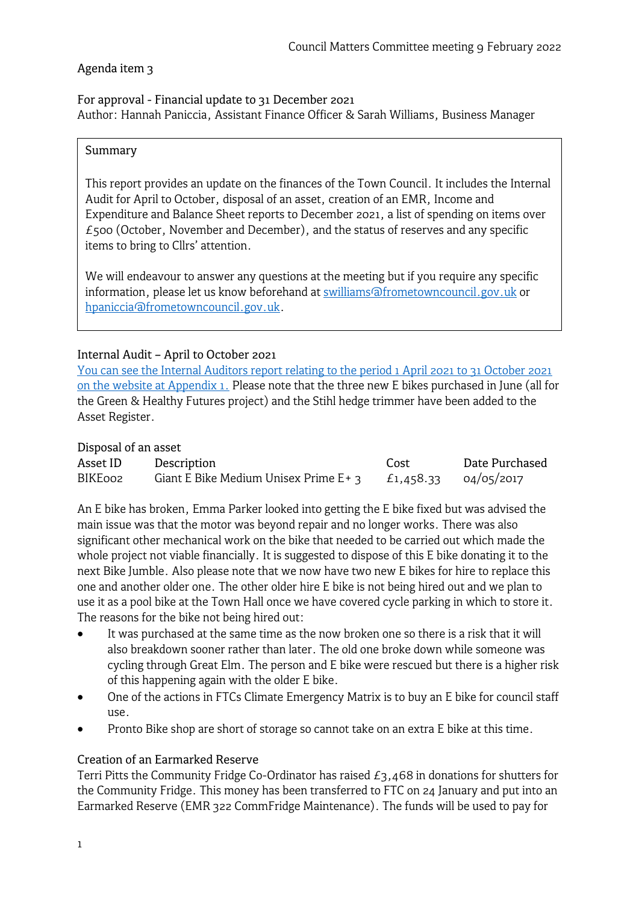Council Matters Committee meeting 9 February 2022

Agenda item 3

For approval - Financial update to 31 December 2021
Author: Hannah Paniccia, Assistant Finance Officer & Sarah Williams, Business Manager

> **Summary**
>
> This report provides an update on the finances of the Town Council. It includes the Internal Audit for April to October, disposal of an asset, creation of an EMR, Income and Expenditure and Balance Sheet reports to December 2021, a list of spending on items over £500 (October, November and December), and the status of reserves and any specific items to bring to Cllrs' attention.
>
> We will endeavour to answer any questions at the meeting but if you require any specific information, please let us know beforehand at swilliams@frometowncouncil.gov.uk or hpaniccia@frometowncouncil.gov.uk.

## Internal Audit – April to October 2021

You can see the Internal Auditors report relating to the period 1 April 2021 to 31 October 2021 on the website at Appendix 1. Please note that the three new E bikes purchased in June (all for the Green & Healthy Futures project) and the Stihl hedge trimmer have been added to the Asset Register.

## Disposal of an asset

| Asset ID | Description | Cost | Date Purchased |
|---|---|---|---|
| BIKE002 | Giant E Bike Medium Unisex Prime E+ 3 | £1,458.33 | 04/05/2017 |

An E bike has broken, Emma Parker looked into getting the E bike fixed but was advised the main issue was that the motor was beyond repair and no longer works. There was also significant other mechanical work on the bike that needed to be carried out which made the whole project not viable financially. It is suggested to dispose of this E bike donating it to the next Bike Jumble. Also please note that we now have two new E bikes for hire to replace this one and another older one. The other older hire E bike is not being hired out and we plan to use it as a pool bike at the Town Hall once we have covered cycle parking in which to store it. The reasons for the bike not being hired out:

- It was purchased at the same time as the now broken one so there is a risk that it will also breakdown sooner rather than later. The old one broke down while someone was cycling through Great Elm. The person and E bike were rescued but there is a higher risk of this happening again with the older E bike.
- One of the actions in FTCs Climate Emergency Matrix is to buy an E bike for council staff use.
- Pronto Bike shop are short of storage so cannot take on an extra E bike at this time.

## Creation of an Earmarked Reserve

Terri Pitts the Community Fridge Co-Ordinator has raised £3,468 in donations for shutters for the Community Fridge. This money has been transferred to FTC on 24 January and put into an Earmarked Reserve (EMR 322 CommFridge Maintenance). The funds will be used to pay for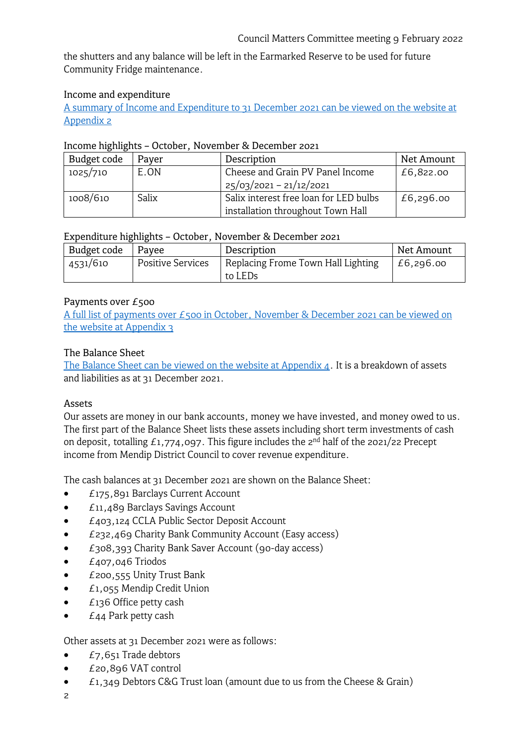the shutters and any balance will be left in the Earmarked Reserve to be used for future Community Fridge maintenance.

## Income and expenditure

A summary of Income and Expenditure to 31 December 2021 can be viewed on the website at Appendix 2

Income highlights – October, November & December 2021

| Budget code | Payer | Description | Net Amount |
|---|---|---|---|
| 1025/710 | E.ON | Cheese and Grain PV Panel Income 25/03/2021 – 21/12/2021 | £6,822.00 |
| 1008/610 | Salix | Salix interest free loan for LED bulbs installation throughout Town Hall | £6,296.00 |

Expenditure highlights – October, November & December 2021

| Budget code | Payee | Description | Net Amount |
|---|---|---|---|
| 4531/610 | Positive Services | Replacing Frome Town Hall Lighting to LEDs | £6,296.00 |

## Payments over £500

A full list of payments over £500 in October, November & December 2021 can be viewed on the website at Appendix 3

## The Balance Sheet

The Balance Sheet can be viewed on the website at Appendix 4. It is a breakdown of assets and liabilities as at 31 December 2021.

## Assets

Our assets are money in our bank accounts, money we have invested, and money owed to us. The first part of the Balance Sheet lists these assets including short term investments of cash on deposit, totalling £1,774,097. This figure includes the 2nd half of the 2021/22 Precept income from Mendip District Council to cover revenue expenditure.

The cash balances at 31 December 2021 are shown on the Balance Sheet:

- £175,891 Barclays Current Account
- £11,489 Barclays Savings Account
- £403,124 CCLA Public Sector Deposit Account
- £232,469 Charity Bank Community Account (Easy access)
- £308,393 Charity Bank Saver Account (90-day access)
- £407,046 Triodos
- £200,555 Unity Trust Bank
- £1,055 Mendip Credit Union
- £136 Office petty cash
- £44 Park petty cash

Other assets at 31 December 2021 were as follows:

- £7,651 Trade debtors
- £20,896 VAT control
- £1,349 Debtors C&G Trust loan (amount due to us from the Cheese & Grain)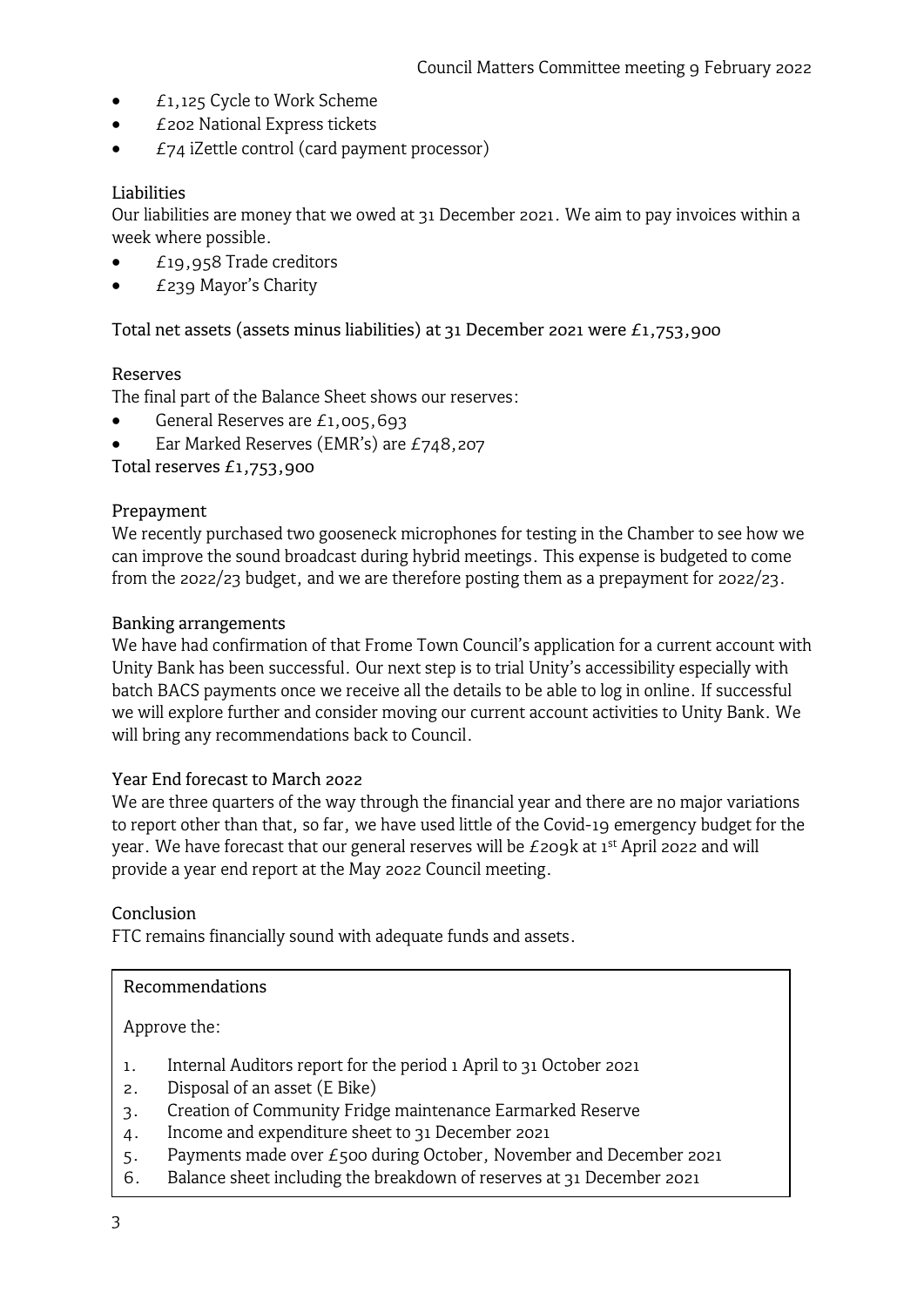- £1,125 Cycle to Work Scheme
- £202 National Express tickets
- £74 iZettle control (card payment processor)

## Liabilities

Our liabilities are money that we owed at 31 December 2021. We aim to pay invoices within a week where possible.

- £19,958 Trade creditors
- £239 Mayor's Charity

Total net assets (assets minus liabilities) at 31 December 2021 were £1,753,900

## Reserves

The final part of the Balance Sheet shows our reserves:

- General Reserves are £1,005,693
- Ear Marked Reserves (EMR's) are £748,207

Total reserves £1,753,900

## Prepayment

We recently purchased two gooseneck microphones for testing in the Chamber to see how we can improve the sound broadcast during hybrid meetings. This expense is budgeted to come from the 2022/23 budget, and we are therefore posting them as a prepayment for 2022/23.

## Banking arrangements

We have had confirmation of that Frome Town Council's application for a current account with Unity Bank has been successful. Our next step is to trial Unity's accessibility especially with batch BACS payments once we receive all the details to be able to log in online. If successful we will explore further and consider moving our current account activities to Unity Bank. We will bring any recommendations back to Council.

## Year End forecast to March 2022

We are three quarters of the way through the financial year and there are no major variations to report other than that, so far, we have used little of the Covid-19 emergency budget for the year. We have forecast that our general reserves will be £209k at 1st April 2022 and will provide a year end report at the May 2022 Council meeting.

## Conclusion

FTC remains financially sound with adequate funds and assets.

## Recommendations

Approve the:

1. Internal Auditors report for the period 1 April to 31 October 2021
2. Disposal of an asset (E Bike)
3. Creation of Community Fridge maintenance Earmarked Reserve
4. Income and expenditure sheet to 31 December 2021
5. Payments made over £500 during October, November and December 2021
6. Balance sheet including the breakdown of reserves at 31 December 2021